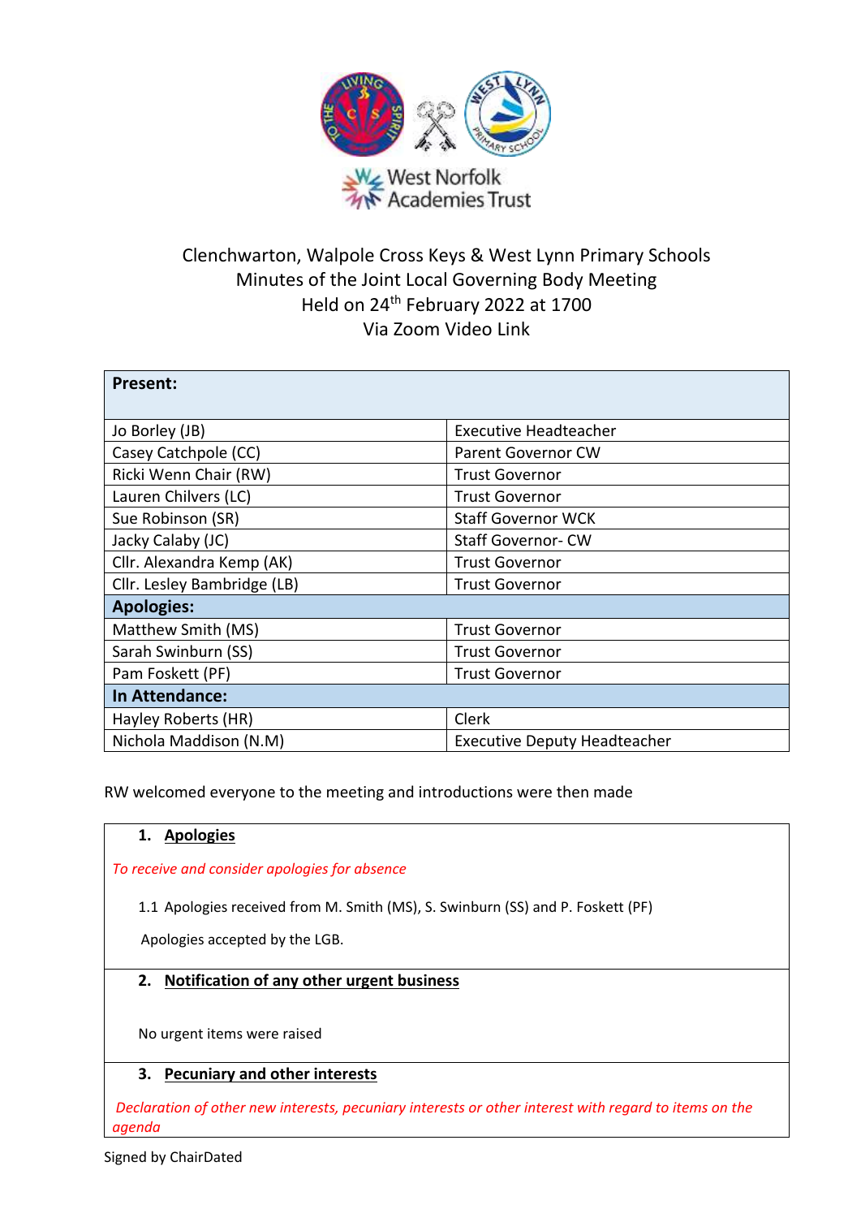West Norfolk Academies Trust

# Clenchwarton, Walpole Cross Keys & West Lynn Primary Schools
## Minutes of the Joint Local Governing Body Meeting
## Held on 24th February 2022 at 1700
## Via Zoom Video Link

| **Present:** | |
|---|---|
| Jo Borley (JB) | Executive Headteacher |
| Casey Catchpole (CC) | Parent Governor CW |
| Ricki Wenn Chair (RW) | Trust Governor |
| Lauren Chilvers (LC) | Trust Governor |
| Sue Robinson (SR) | Staff Governor WCK |
| Jacky Calaby (JC) | Staff Governor- CW |
| Cllr. Alexandra Kemp (AK) | Trust Governor |
| Cllr. Lesley Bambridge (LB) | Trust Governor |
| **Apologies:** | |
| Matthew Smith (MS) | Trust Governor |
| Sarah Swinburn (SS) | Trust Governor |
| Pam Foskett (PF) | Trust Governor |
| **In Attendance:** | |
| Hayley Roberts (HR) | Clerk |
| Nichola Maddison (N.M) | Executive Deputy Headteacher |

RW welcomed everyone to the meeting and introductions were then made

### 1. Apologies

*To receive and consider apologies for absence*

1.1 Apologies received from M. Smith (MS), S. Swinburn (SS) and P. Foskett (PF)

Apologies accepted by the LGB.

### 2. Notification of any other urgent business

No urgent items were raised

### 3. Pecuniary and other interests

*Declaration of other new interests, pecuniary interests or other interest with regard to items on the agenda*

Signed by ChairDated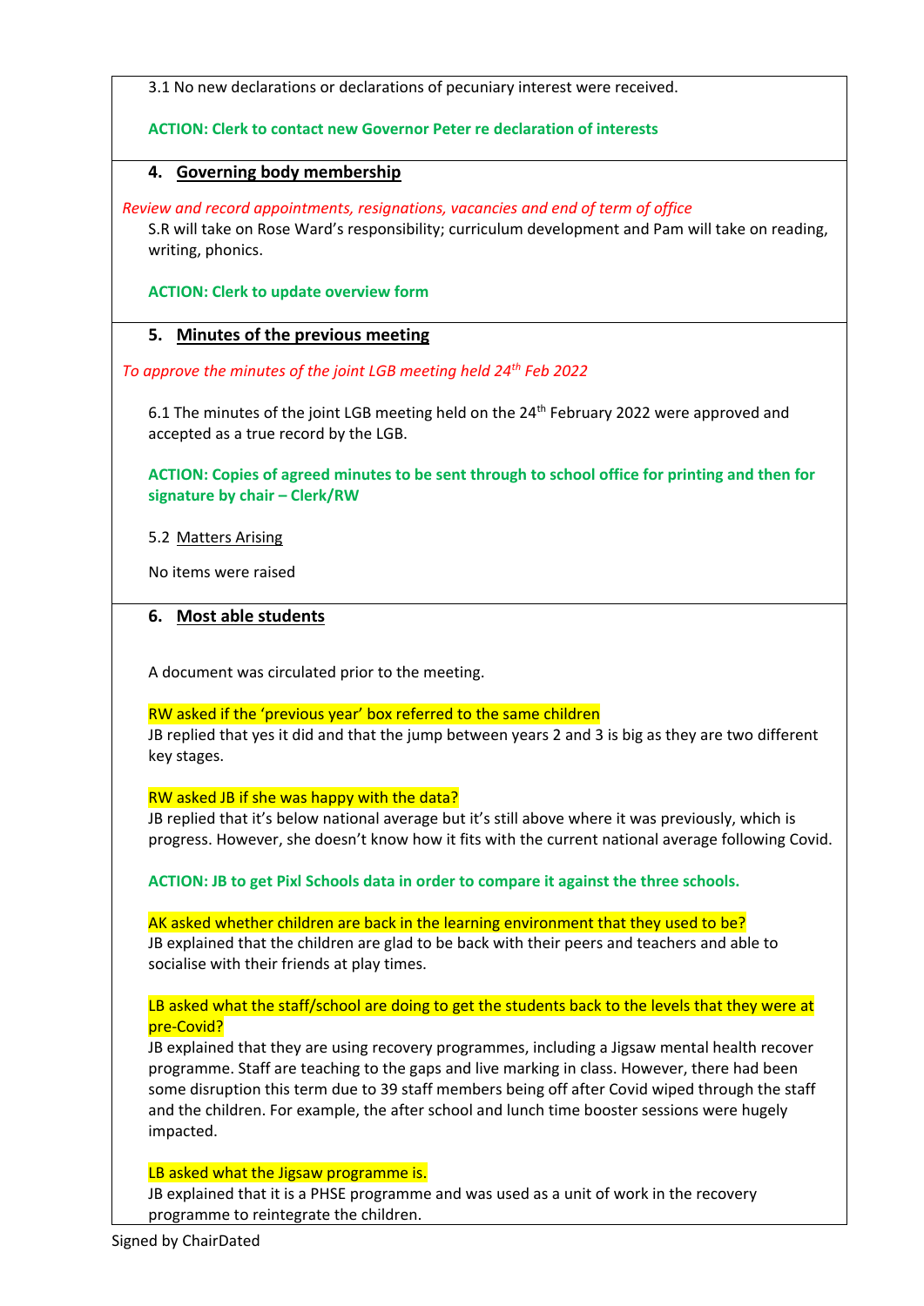3.1 No new declarations or declarations of pecuniary interest were received.

**ACTION: Clerk to contact new Governor Peter re declaration of interests**

### 4. Governing body membership

*Review and record appointments, resignations, vacancies and end of term of office*

S.R will take on Rose Ward's responsibility; curriculum development and Pam will take on reading, writing, phonics.

**ACTION: Clerk to update overview form**

### 5. Minutes of the previous meeting

*To approve the minutes of the joint LGB meeting held 24th Feb 2022*

6.1 The minutes of the joint LGB meeting held on the 24th February 2022 were approved and accepted as a true record by the LGB.

**ACTION: Copies of agreed minutes to be sent through to school office for printing and then for signature by chair – Clerk/RW**

5.2 Matters Arising

No items were raised

### 6. Most able students

A document was circulated prior to the meeting.

RW asked if the 'previous year' box referred to the same children

JB replied that yes it did and that the jump between years 2 and 3 is big as they are two different key stages.

RW asked JB if she was happy with the data?

JB replied that it's below national average but it's still above where it was previously, which is progress. However, she doesn't know how it fits with the current national average following Covid.

**ACTION: JB to get Pixl Schools data in order to compare it against the three schools.**

AK asked whether children are back in the learning environment that they used to be?

JB explained that the children are glad to be back with their peers and teachers and able to socialise with their friends at play times.

LB asked what the staff/school are doing to get the students back to the levels that they were at pre-Covid?

JB explained that they are using recovery programmes, including a Jigsaw mental health recover programme. Staff are teaching to the gaps and live marking in class. However, there had been some disruption this term due to 39 staff members being off after Covid wiped through the staff and the children. For example, the after school and lunch time booster sessions were hugely impacted.

LB asked what the Jigsaw programme is.

JB explained that it is a PHSE programme and was used as a unit of work in the recovery programme to reintegrate the children.

Signed by ChairDated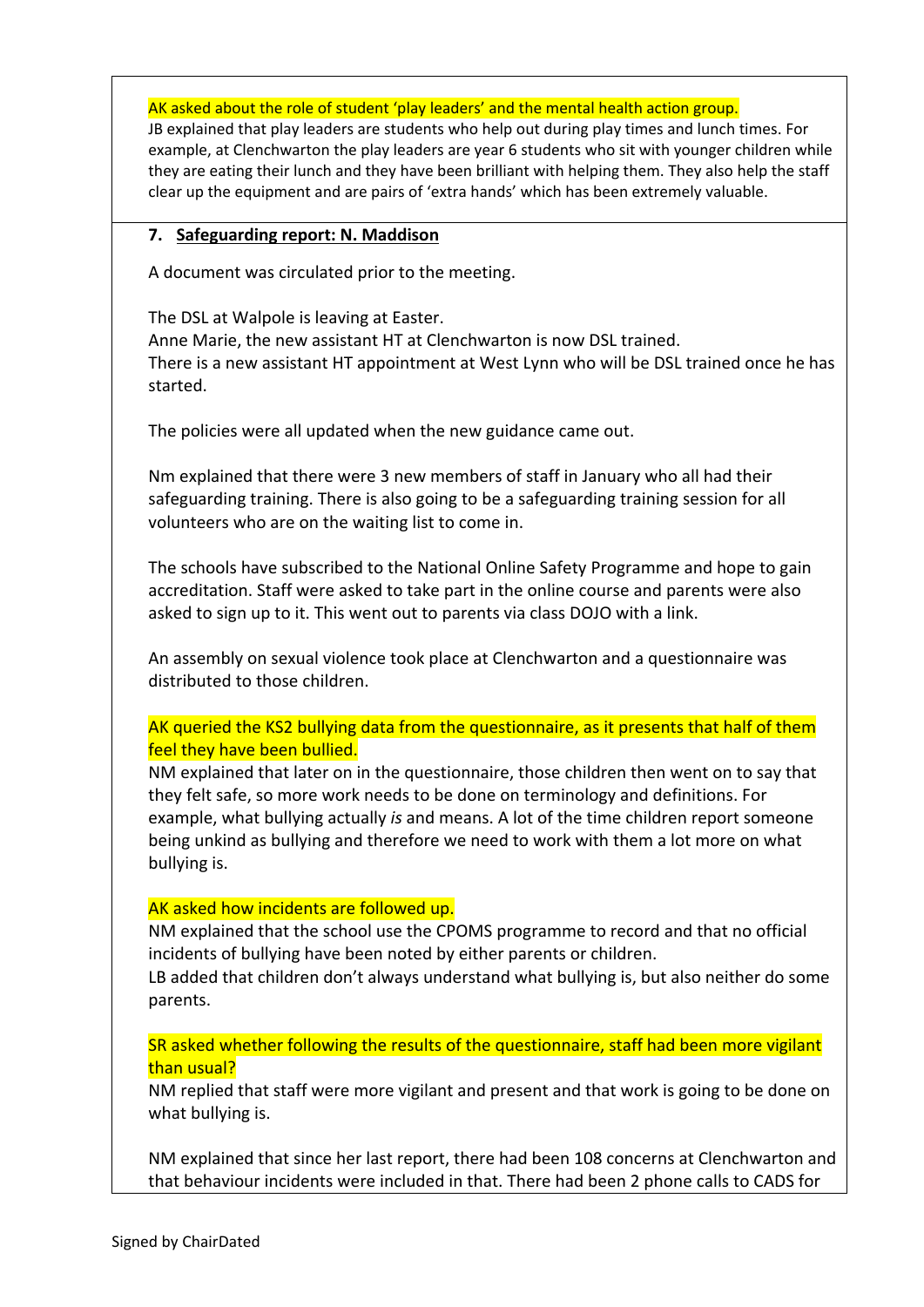AK asked about the role of student 'play leaders' and the mental health action group.
JB explained that play leaders are students who help out during play times and lunch times. For example, at Clenchwarton the play leaders are year 6 students who sit with younger children while they are eating their lunch and they have been brilliant with helping them. They also help the staff clear up the equipment and are pairs of 'extra hands' which has been extremely valuable.

**7. Safeguarding report: N. Maddison**

A document was circulated prior to the meeting.

The DSL at Walpole is leaving at Easter.
Anne Marie, the new assistant HT at Clenchwarton is now DSL trained.
There is a new assistant HT appointment at West Lynn who will be DSL trained once he has started.

The policies were all updated when the new guidance came out.

Nm explained that there were 3 new members of staff in January who all had their safeguarding training. There is also going to be a safeguarding training session for all volunteers who are on the waiting list to come in.

The schools have subscribed to the National Online Safety Programme and hope to gain accreditation. Staff were asked to take part in the online course and parents were also asked to sign up to it. This went out to parents via class DOJO with a link.

An assembly on sexual violence took place at Clenchwarton and a questionnaire was distributed to those children.

AK queried the KS2 bullying data from the questionnaire, as it presents that half of them feel they have been bullied.
NM explained that later on in the questionnaire, those children then went on to say that they felt safe, so more work needs to be done on terminology and definitions. For example, what bullying actually *is* and means. A lot of the time children report someone being unkind as bullying and therefore we need to work with them a lot more on what bullying is.

AK asked how incidents are followed up.
NM explained that the school use the CPOMS programme to record and that no official incidents of bullying have been noted by either parents or children.
LB added that children don't always understand what bullying is, but also neither do some parents.

SR asked whether following the results of the questionnaire, staff had been more vigilant than usual?
NM replied that staff were more vigilant and present and that work is going to be done on what bullying is.

NM explained that since her last report, there had been 108 concerns at Clenchwarton and that behaviour incidents were included in that. There had been 2 phone calls to CADS for

Signed by ChairDated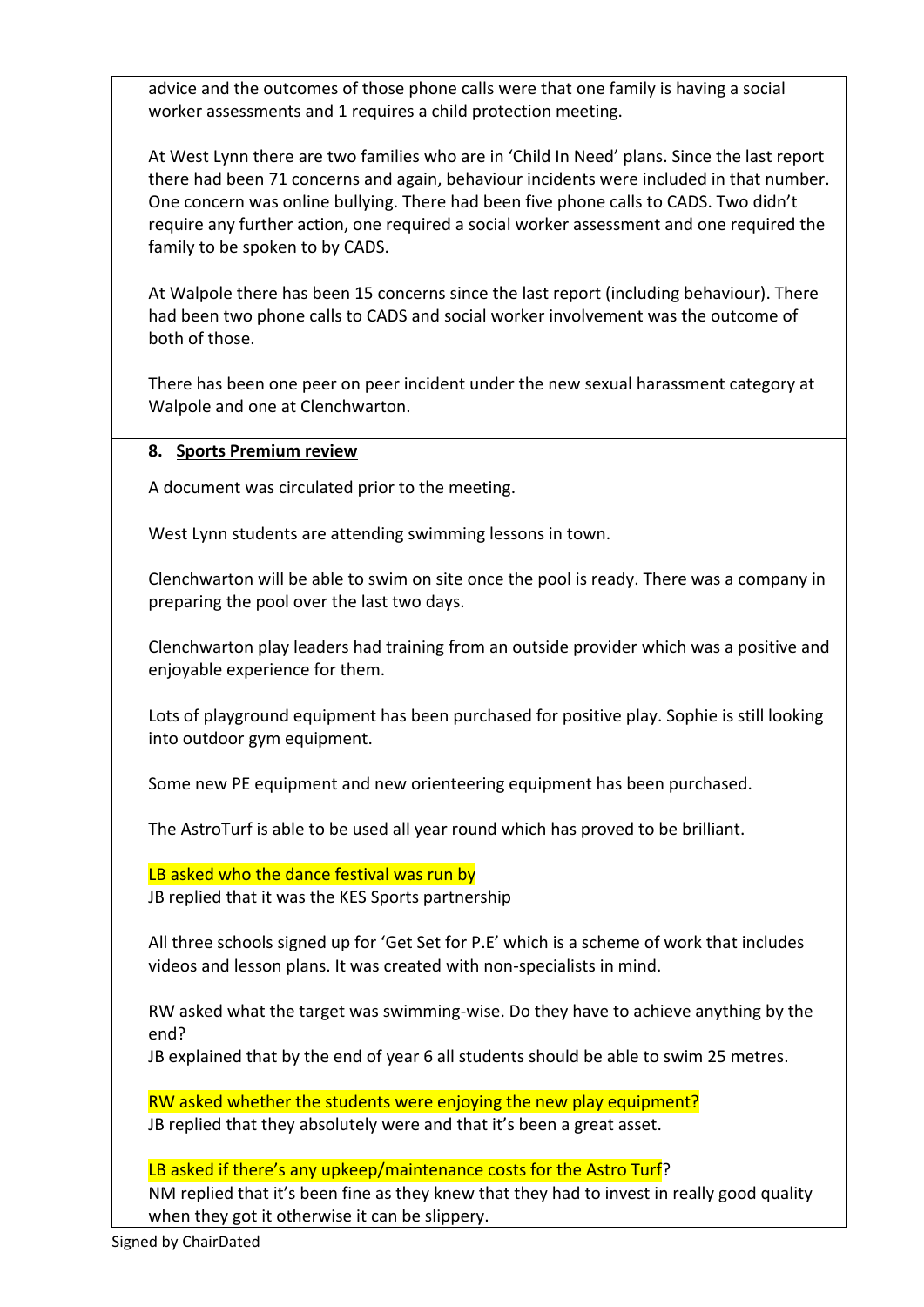advice and the outcomes of those phone calls were that one family is having a social worker assessments and 1 requires a child protection meeting.

At West Lynn there are two families who are in 'Child In Need' plans. Since the last report there had been 71 concerns and again, behaviour incidents were included in that number. One concern was online bullying. There had been five phone calls to CADS. Two didn't require any further action, one required a social worker assessment and one required the family to be spoken to by CADS.

At Walpole there has been 15 concerns since the last report (including behaviour). There had been two phone calls to CADS and social worker involvement was the outcome of both of those.

There has been one peer on peer incident under the new sexual harassment category at Walpole and one at Clenchwarton.

**8. Sports Premium review**

A document was circulated prior to the meeting.

West Lynn students are attending swimming lessons in town.

Clenchwarton will be able to swim on site once the pool is ready. There was a company in preparing the pool over the last two days.

Clenchwarton play leaders had training from an outside provider which was a positive and enjoyable experience for them.

Lots of playground equipment has been purchased for positive play. Sophie is still looking into outdoor gym equipment.

Some new PE equipment and new orienteering equipment has been purchased.

The AstroTurf is able to be used all year round which has proved to be brilliant.

LB asked who the dance festival was run by
JB replied that it was the KES Sports partnership

All three schools signed up for 'Get Set for P.E' which is a scheme of work that includes videos and lesson plans. It was created with non-specialists in mind.

RW asked what the target was swimming-wise. Do they have to achieve anything by the end?
JB explained that by the end of year 6 all students should be able to swim 25 metres.

RW asked whether the students were enjoying the new play equipment?
JB replied that they absolutely were and that it's been a great asset.

LB asked if there's any upkeep/maintenance costs for the Astro Turf?
NM replied that it's been fine as they knew that they had to invest in really good quality when they got it otherwise it can be slippery.

Signed by ChairDated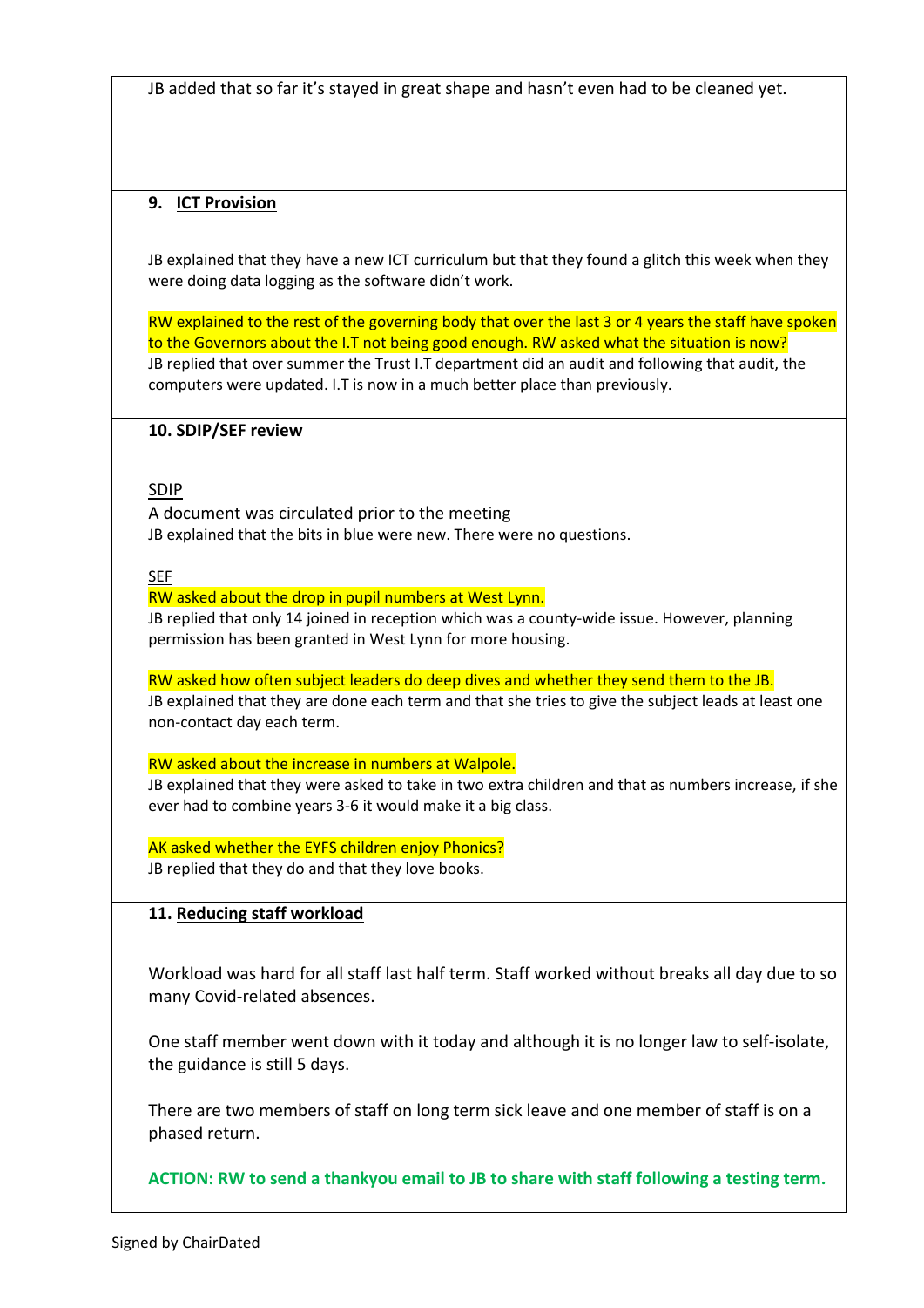JB added that so far it's stayed in great shape and hasn't even had to be cleaned yet.

## 9. ICT Provision

JB explained that they have a new ICT curriculum but that they found a glitch this week when they were doing data logging as the software didn't work.

RW explained to the rest of the governing body that over the last 3 or 4 years the staff have spoken to the Governors about the I.T not being good enough. RW asked what the situation is now?
JB replied that over summer the Trust I.T department did an audit and following that audit, the computers were updated. I.T is now in a much better place than previously.

## 10. SDIP/SEF review

SDIP

A document was circulated prior to the meeting
JB explained that the bits in blue were new. There were no questions.

SEF

RW asked about the drop in pupil numbers at West Lynn.
JB replied that only 14 joined in reception which was a county-wide issue. However, planning permission has been granted in West Lynn for more housing.

RW asked how often subject leaders do deep dives and whether they send them to the JB.
JB explained that they are done each term and that she tries to give the subject leads at least one non-contact day each term.

RW asked about the increase in numbers at Walpole.
JB explained that they were asked to take in two extra children and that as numbers increase, if she ever had to combine years 3-6 it would make it a big class.

AK asked whether the EYFS children enjoy Phonics?
JB replied that they do and that they love books.

## 11. Reducing staff workload

Workload was hard for all staff last half term. Staff worked without breaks all day due to so many Covid-related absences.

One staff member went down with it today and although it is no longer law to self-isolate, the guidance is still 5 days.

There are two members of staff on long term sick leave and one member of staff is on a phased return.

**ACTION: RW to send a thankyou email to JB to share with staff following a testing term.**

Signed by ChairDated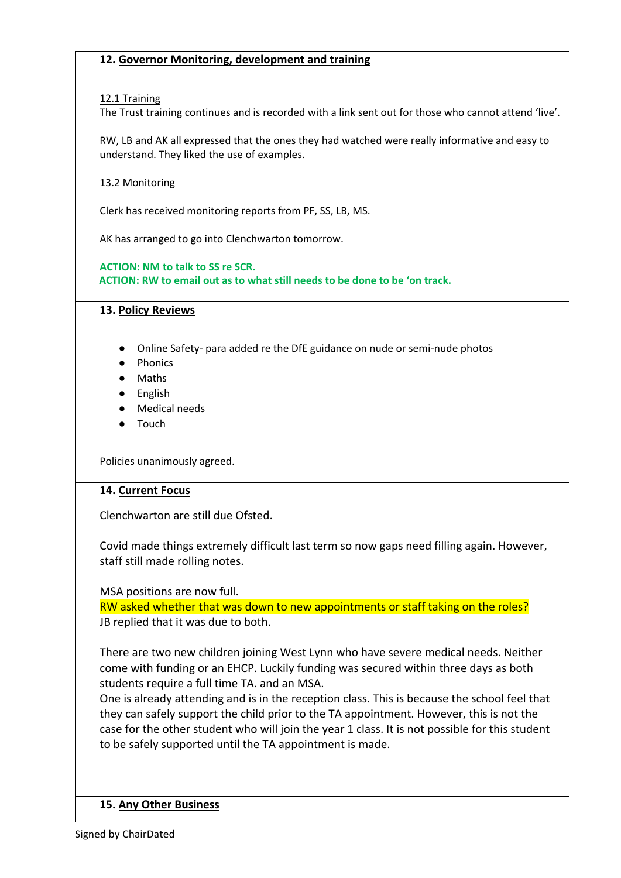## 12. Governor Monitoring, development and training

12.1 Training

The Trust training continues and is recorded with a link sent out for those who cannot attend 'live'.

RW, LB and AK all expressed that the ones they had watched were really informative and easy to understand. They liked the use of examples.

13.2 Monitoring

Clerk has received monitoring reports from PF, SS, LB, MS.

AK has arranged to go into Clenchwarton tomorrow.

**ACTION: NM to talk to SS re SCR.**
**ACTION: RW to email out as to what still needs to be done to be 'on track.**

## 13. Policy Reviews

- Online Safety- para added re the DfE guidance on nude or semi-nude photos
- Phonics
- Maths
- English
- Medical needs
- Touch

Policies unanimously agreed.

## 14. Current Focus

Clenchwarton are still due Ofsted.

Covid made things extremely difficult last term so now gaps need filling again. However, staff still made rolling notes.

MSA positions are now full.
RW asked whether that was down to new appointments or staff taking on the roles?
JB replied that it was due to both.

There are two new children joining West Lynn who have severe medical needs. Neither come with funding or an EHCP. Luckily funding was secured within three days as both students require a full time TA. and an MSA.
One is already attending and is in the reception class. This is because the school feel that they can safely support the child prior to the TA appointment. However, this is not the case for the other student who will join the year 1 class. It is not possible for this student to be safely supported until the TA appointment is made.

## 15. Any Other Business

Signed by ChairDated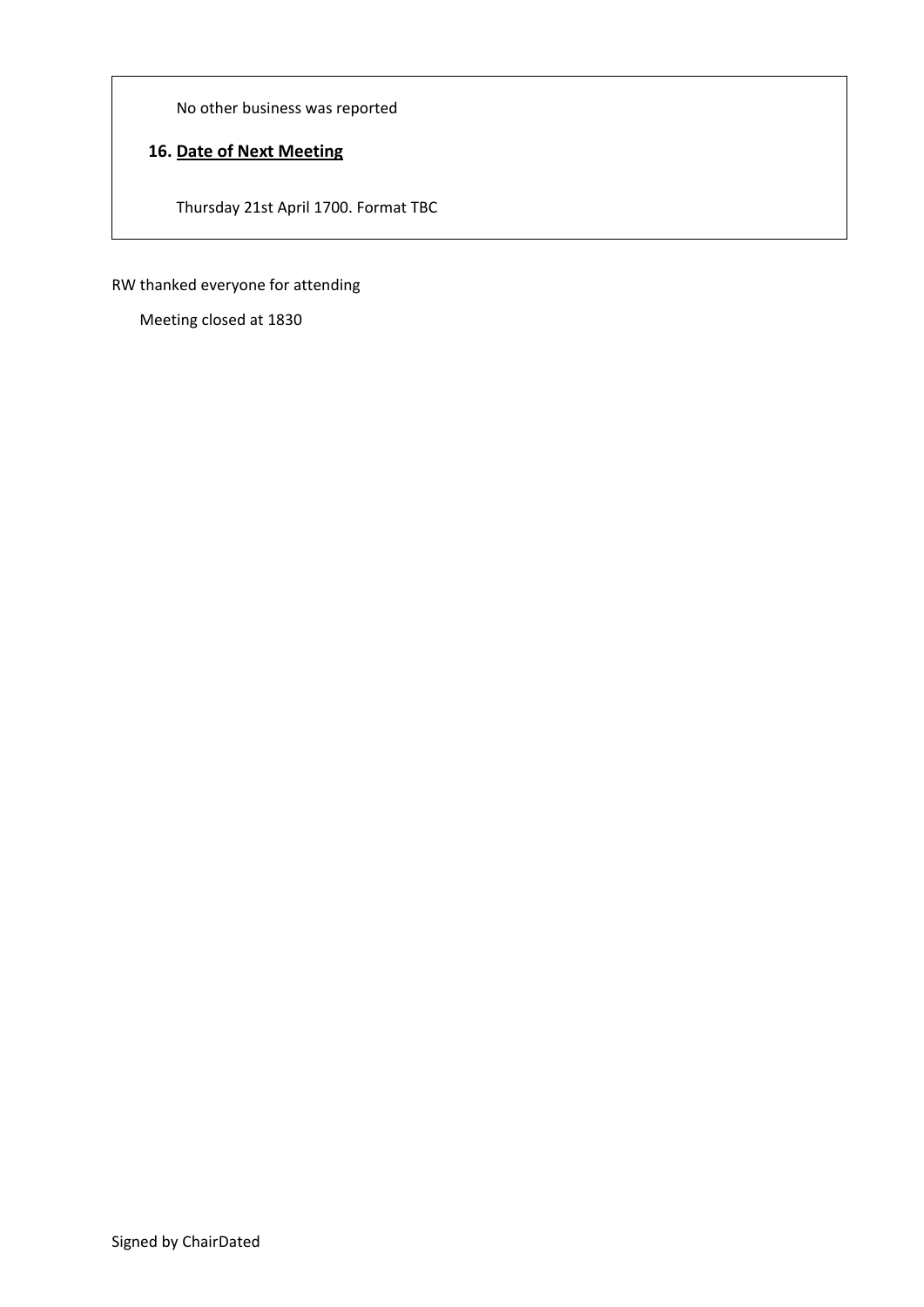No other business was reported

## 16. Date of Next Meeting

Thursday 21st April 1700. Format TBC

RW thanked everyone for attending

Meeting closed at 1830

Signed by ChairDated